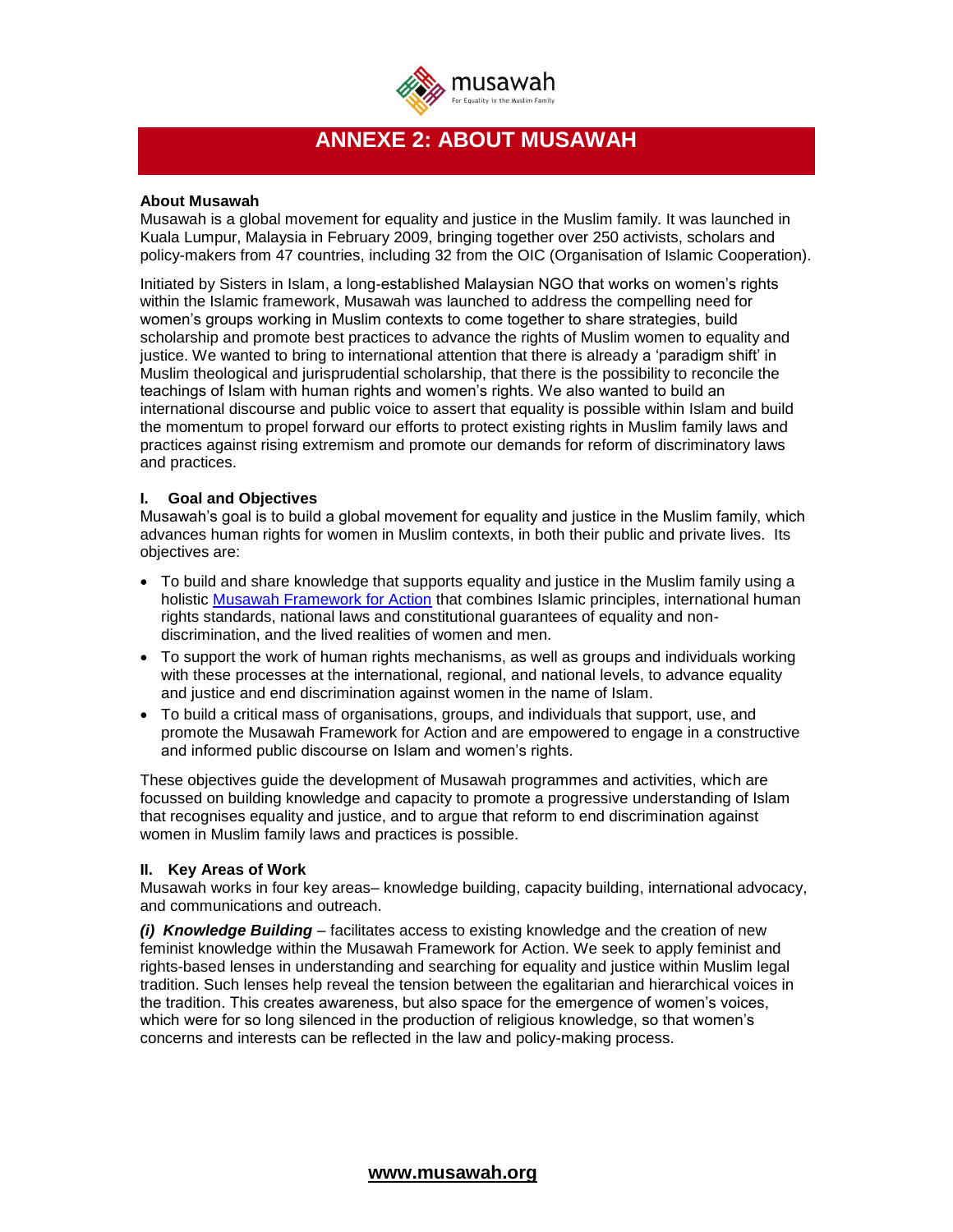# ANNEXE 2: ABOUT MUSAWAH

**About Musawah**

Musawah is a global movement for equality and justice in the Muslim family. It was launched in Kuala Lumpur, Malaysia in February 2009, bringing together over 250 activists, scholars and policy-makers from 47 countries, including 32 from the OIC (Organisation of Islamic Cooperation).

Initiated by Sisters in Islam, a long-established Malaysian NGO that works on women's rights within the Islamic framework, Musawah was launched to address the compelling need for women's groups working in Muslim contexts to come together to share strategies, build scholarship and promote best practices to advance the rights of Muslim women to equality and justice. We wanted to bring to international attention that there is already a 'paradigm shift' in Muslim theological and jurisprudential scholarship, that there is the possibility to reconcile the teachings of Islam with human rights and women's rights. We also wanted to build an international discourse and public voice to assert that equality is possible within Islam and build the momentum to propel forward our efforts to protect existing rights in Muslim family laws and practices against rising extremism and promote our demands for reform of discriminatory laws and practices.

**I. Goal and Objectives**

Musawah's goal is to build a global movement for equality and justice in the Muslim family, which advances human rights for women in Muslim contexts, in both their public and private lives. Its objectives are:

- To build and share knowledge that supports equality and justice in the Muslim family using a holistic Musawah Framework for Action that combines Islamic principles, international human rights standards, national laws and constitutional guarantees of equality and non-discrimination, and the lived realities of women and men.
- To support the work of human rights mechanisms, as well as groups and individuals working with these processes at the international, regional, and national levels, to advance equality and justice and end discrimination against women in the name of Islam.
- To build a critical mass of organisations, groups, and individuals that support, use, and promote the Musawah Framework for Action and are empowered to engage in a constructive and informed public discourse on Islam and women's rights.

These objectives guide the development of Musawah programmes and activities, which are focussed on building knowledge and capacity to promote a progressive understanding of Islam that recognises equality and justice, and to argue that reform to end discrimination against women in Muslim family laws and practices is possible.

**II. Key Areas of Work**

Musawah works in four key areas– knowledge building, capacity building, international advocacy, and communications and outreach.

***(i) Knowledge Building*** – facilitates access to existing knowledge and the creation of new feminist knowledge within the Musawah Framework for Action. We seek to apply feminist and rights-based lenses in understanding and searching for equality and justice within Muslim legal tradition. Such lenses help reveal the tension between the egalitarian and hierarchical voices in the tradition. This creates awareness, but also space for the emergence of women's voices, which were for so long silenced in the production of religious knowledge, so that women's concerns and interests can be reflected in the law and policy-making process.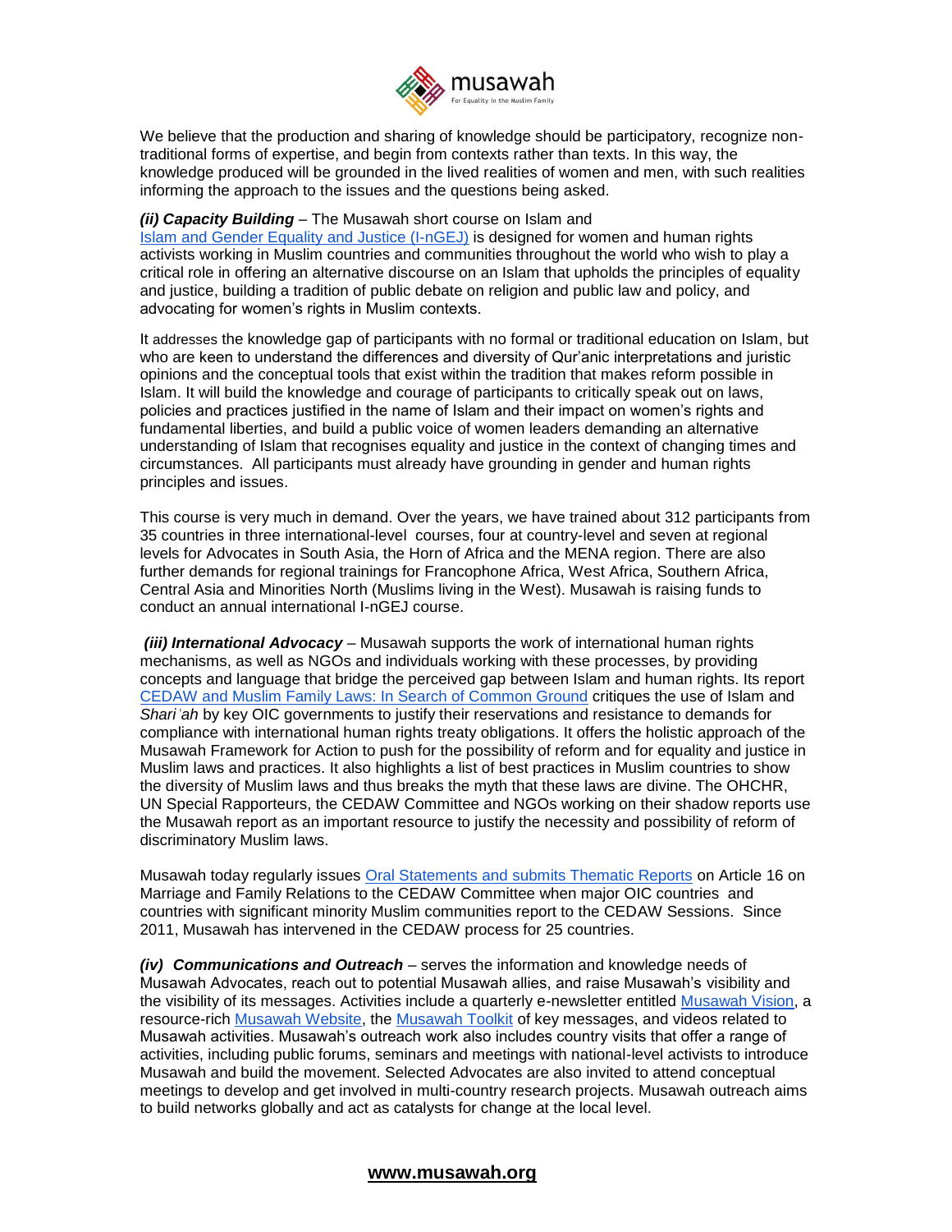We believe that the production and sharing of knowledge should be participatory, recognize non-traditional forms of expertise, and begin from contexts rather than texts. In this way, the knowledge produced will be grounded in the lived realities of women and men, with such realities informing the approach to the issues and the questions being asked.

***(ii) Capacity Building*** – The Musawah short course on Islam and Islam and Gender Equality and Justice (I-nGEJ) is designed for women and human rights activists working in Muslim countries and communities throughout the world who wish to play a critical role in offering an alternative discourse on an Islam that upholds the principles of equality and justice, building a tradition of public debate on religion and public law and policy, and advocating for women's rights in Muslim contexts.

It addresses the knowledge gap of participants with no formal or traditional education on Islam, but who are keen to understand the differences and diversity of Qur'anic interpretations and juristic opinions and the conceptual tools that exist within the tradition that makes reform possible in Islam. It will build the knowledge and courage of participants to critically speak out on laws, policies and practices justified in the name of Islam and their impact on women's rights and fundamental liberties, and build a public voice of women leaders demanding an alternative understanding of Islam that recognises equality and justice in the context of changing times and circumstances. All participants must already have grounding in gender and human rights principles and issues.

This course is very much in demand. Over the years, we have trained about 312 participants from 35 countries in three international-level courses, four at country-level and seven at regional levels for Advocates in South Asia, the Horn of Africa and the MENA region. There are also further demands for regional trainings for Francophone Africa, West Africa, Southern Africa, Central Asia and Minorities North (Muslims living in the West). Musawah is raising funds to conduct an annual international I-nGEJ course.

***(iii) International Advocacy*** – Musawah supports the work of international human rights mechanisms, as well as NGOs and individuals working with these processes, by providing concepts and language that bridge the perceived gap between Islam and human rights. Its report CEDAW and Muslim Family Laws: In Search of Common Ground critiques the use of Islam and *Shari'ah* by key OIC governments to justify their reservations and resistance to demands for compliance with international human rights treaty obligations. It offers the holistic approach of the Musawah Framework for Action to push for the possibility of reform and for equality and justice in Muslim laws and practices. It also highlights a list of best practices in Muslim countries to show the diversity of Muslim laws and thus breaks the myth that these laws are divine. The OHCHR, UN Special Rapporteurs, the CEDAW Committee and NGOs working on their shadow reports use the Musawah report as an important resource to justify the necessity and possibility of reform of discriminatory Muslim laws.

Musawah today regularly issues Oral Statements and submits Thematic Reports on Article 16 on Marriage and Family Relations to the CEDAW Committee when major OIC countries and countries with significant minority Muslim communities report to the CEDAW Sessions. Since 2011, Musawah has intervened in the CEDAW process for 25 countries.

***(iv) Communications and Outreach*** – serves the information and knowledge needs of Musawah Advocates, reach out to potential Musawah allies, and raise Musawah's visibility and the visibility of its messages. Activities include a quarterly e-newsletter entitled Musawah Vision, a resource-rich Musawah Website, the Musawah Toolkit of key messages, and videos related to Musawah activities. Musawah's outreach work also includes country visits that offer a range of activities, including public forums, seminars and meetings with national-level activists to introduce Musawah and build the movement. Selected Advocates are also invited to attend conceptual meetings to develop and get involved in multi-country research projects. Musawah outreach aims to build networks globally and act as catalysts for change at the local level.